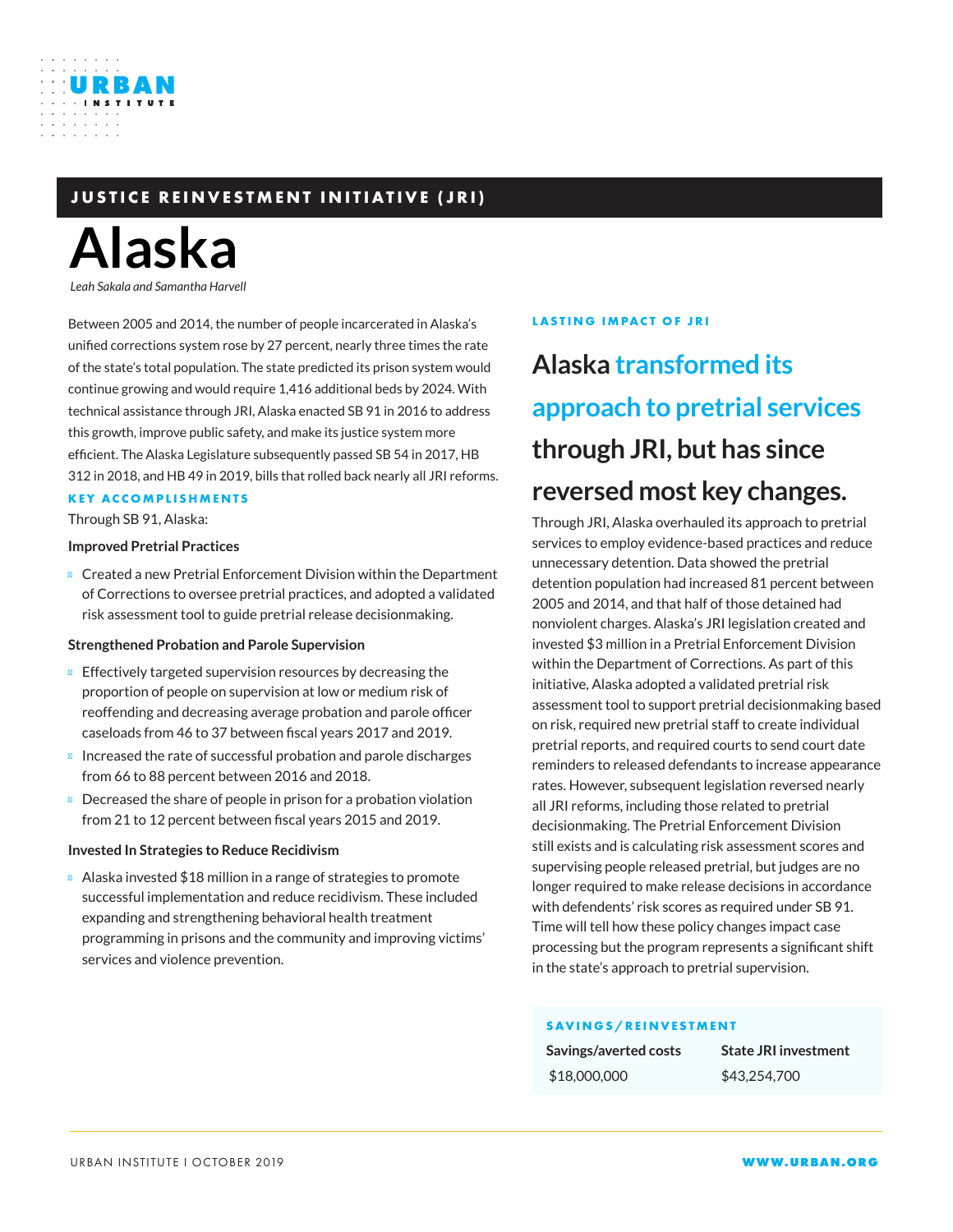URBAN INSTITUTE

## JUSTICE REINVESTMENT INITIATIVE (JRI)

# Alaska

*Leah Sakala and Samantha Harvell*

Between 2005 and 2014, the number of people incarcerated in Alaska's unified corrections system rose by 27 percent, nearly three times the rate of the state's total population. The state predicted its prison system would continue growing and would require 1,416 additional beds by 2024. With technical assistance through JRI, Alaska enacted SB 91 in 2016 to address this growth, improve public safety, and make its justice system more efficient. The Alaska Legislature subsequently passed SB 54 in 2017, HB 312 in 2018, and HB 49 in 2019, bills that rolled back nearly all JRI reforms.

### KEY ACCOMPLISHMENTS

Through SB 91, Alaska:

**Improved Pretrial Practices**

- Created a new Pretrial Enforcement Division within the Department of Corrections to oversee pretrial practices, and adopted a validated risk assessment tool to guide pretrial release decisionmaking.

**Strengthened Probation and Parole Supervision**

- Effectively targeted supervision resources by decreasing the proportion of people on supervision at low or medium risk of reoffending and decreasing average probation and parole officer caseloads from 46 to 37 between fiscal years 2017 and 2019.
- Increased the rate of successful probation and parole discharges from 66 to 88 percent between 2016 and 2018.
- Decreased the share of people in prison for a probation violation from 21 to 12 percent between fiscal years 2015 and 2019.

**Invested In Strategies to Reduce Recidivism**

- Alaska invested $18 million in a range of strategies to promote successful implementation and reduce recidivism. These included expanding and strengthening behavioral health treatment programming in prisons and the community and improving victims' services and violence prevention.

### LASTING IMPACT OF JRI

## Alaska transformed its approach to pretrial services through JRI, but has since reversed most key changes.

Through JRI, Alaska overhauled its approach to pretrial services to employ evidence-based practices and reduce unnecessary detention. Data showed the pretrial detention population had increased 81 percent between 2005 and 2014, and that half of those detained had nonviolent charges. Alaska's JRI legislation created and invested $3 million in a Pretrial Enforcement Division within the Department of Corrections. As part of this initiative, Alaska adopted a validated pretrial risk assessment tool to support pretrial decisionmaking based on risk, required new pretrial staff to create individual pretrial reports, and required courts to send court date reminders to released defendants to increase appearance rates. However, subsequent legislation reversed nearly all JRI reforms, including those related to pretrial decisionmaking. The Pretrial Enforcement Division still exists and is calculating risk assessment scores and supervising people released pretrial, but judges are no longer required to make release decisions in accordance with defendants' risk scores as required under SB 91. Time will tell how these policy changes impact case processing but the program represents a significant shift in the state's approach to pretrial supervision.

### SAVINGS/REINVESTMENT

| Savings/averted costs | State JRI investment |
| --- | --- |
| $18,000,000 | $43,254,700 |

URBAN INSTITUTE I OCTOBER 2019 WWW.URBAN.ORG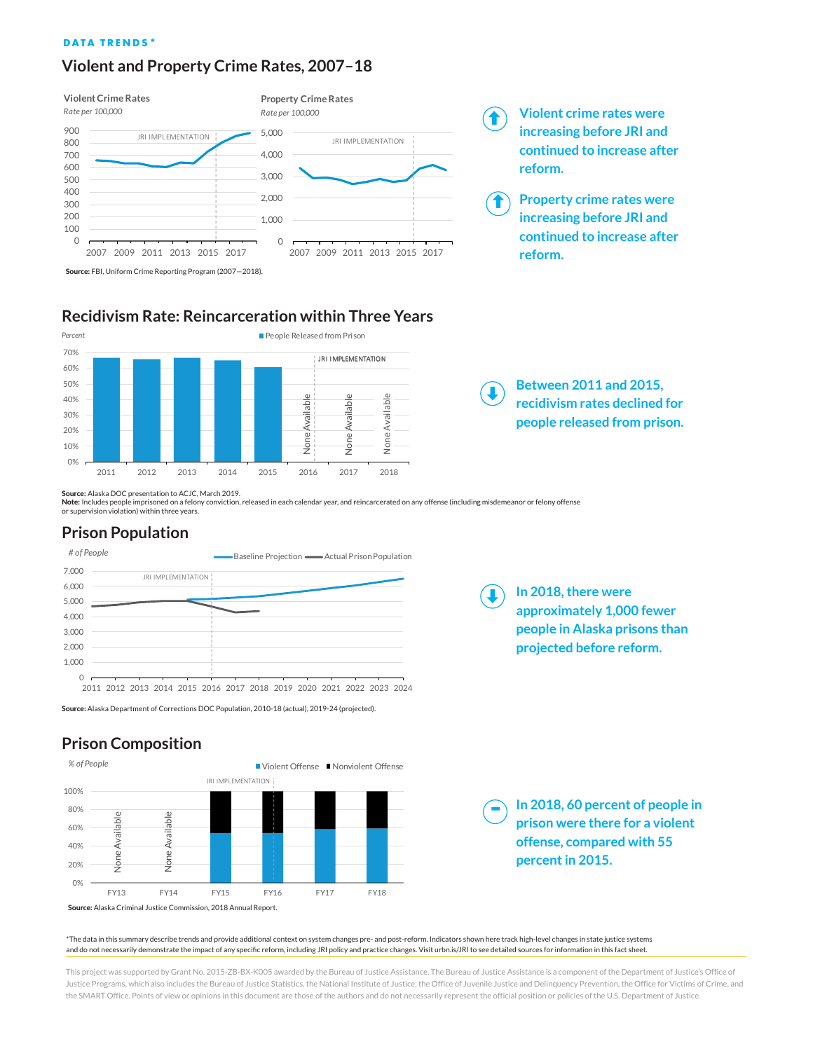**DATA TRENDS***

## Violent and Property Crime Rates, 2007–18

**Violent Crime Rates**

*Rate per 100,000*

900
800
700
600
500
400
300
200
100
0

JRI IMPLEMENTATION

2007 2009 2011 2013 2015 2017

**Property Crime Rates**

*Rate per 100,000*

5,000
4,000
3,000
2,000
1,000
0

JRI IMPLEMENTATION

2007 2009 2011 2013 2015 2017

**Source:** FBI, Uniform Crime Reporting Program (2007—2018).

**Violent crime rates were increasing before JRI and continued to increase after reform.**

**Property crime rates were increasing before JRI and continued to increase after reform.**

## Recidivism Rate: Reincarceration within Three Years

*Percent*

People Released from Prison

70%
60%
50%
40%
30%
20%
10%
0%

JRI IMPLEMENTATION

None Available
None Available
None Available

2011 2012 2013 2014 2015 2016 2017 2018

**Source:** Alaska DOC presentation to ACJC, March 2019.
**Note:** Includes people imprisoned on a felony conviction, released in each calendar year, and reincarcerated on any offense (including misdemeanor or felony offense or supervision violation) within three years.

**Between 2011 and 2015, recidivism rates declined for people released from prison.**

## Prison Population

*# of People*

Baseline Projection
Actual Prison Population

7,000
6,000
5,000
4,000
3,000
2,000
1,000
0

JRI IMPLEMENTATION

2011 2012 2013 2014 2015 2016 2017 2018 2019 2020 2021 2022 2023 2024

**Source:** Alaska Department of Corrections DOC Population, 2010-18 (actual), 2019-24 (projected).

**In 2018, there were approximately 1,000 fewer people in Alaska prisons than projected before reform.**

## Prison Composition

*% of People*

Violent Offense
Nonviolent Offense

JRI IMPLEMENTATION

100%
80%
60%
40%
20%
0%

None Available
None Available

FY13 FY14 FY15 FY16 FY17 FY18

**Source:** Alaska Criminal Justice Commission, 2018 Annual Report.

**In 2018, 60 percent of people in prison were there for a violent offense, compared with 55 percent in 2015.**

*The data in this summary describe trends and provide additional context on system changes pre- and post-reform. Indicators shown here track high-level changes in state justice systems and do not necessarily demonstrate the impact of any specific reform, including JRI policy and practice changes. Visit urbn.is/JRI to see detailed sources for information in this fact sheet.

This project was supported by Grant No. 2015-ZB-BX-K005 awarded by the Bureau of Justice Assistance. The Bureau of Justice Assistance is a component of the Department of Justice's Office of Justice Programs, which also includes the Bureau of Justice Statistics, the National Institute of Justice, the Office of Juvenile Justice and Delinquency Prevention, the Office for Victims of Crime, and the SMART Office. Points of view or opinions in this document are those of the authors and do not necessarily represent the official position or policies of the U.S. Department of Justice.